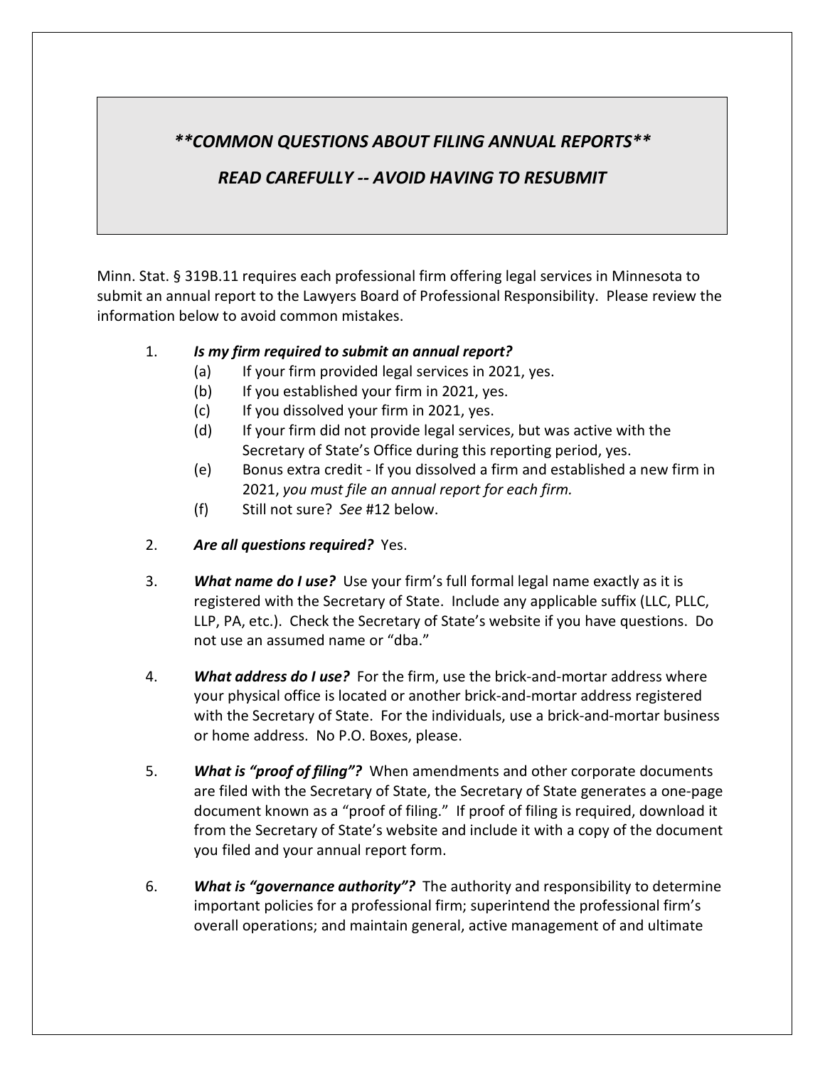## ***\*\*COMMON QUESTIONS ABOUT FILING ANNUAL REPORTS\*\****

## ***READ CAREFULLY -- AVOID HAVING TO RESUBMIT***

Minn. Stat. § 319B.11 requires each professional firm offering legal services in Minnesota to submit an annual report to the Lawyers Board of Professional Responsibility. Please review the information below to avoid common mistakes.

1. ***Is my firm required to submit an annual report?***
   - (a) If your firm provided legal services in 2021, yes.
   - (b) If you established your firm in 2021, yes.
   - (c) If you dissolved your firm in 2021, yes.
   - (d) If your firm did not provide legal services, but was active with the Secretary of State's Office during this reporting period, yes.
   - (e) Bonus extra credit - If you dissolved a firm and established a new firm in 2021, *you must file an annual report for each firm.*
   - (f) Still not sure? *See* #12 below.

2. ***Are all questions required?*** Yes.

3. ***What name do I use?*** Use your firm's full formal legal name exactly as it is registered with the Secretary of State. Include any applicable suffix (LLC, PLLC, LLP, PA, etc.). Check the Secretary of State's website if you have questions. Do not use an assumed name or "dba."

4. ***What address do I use?*** For the firm, use the brick-and-mortar address where your physical office is located or another brick-and-mortar address registered with the Secretary of State. For the individuals, use a brick-and-mortar business or home address. No P.O. Boxes, please.

5. ***What is "proof of filing"?*** When amendments and other corporate documents are filed with the Secretary of State, the Secretary of State generates a one-page document known as a "proof of filing." If proof of filing is required, download it from the Secretary of State's website and include it with a copy of the document you filed and your annual report form.

6. ***What is "governance authority"?*** The authority and responsibility to determine important policies for a professional firm; superintend the professional firm's overall operations; and maintain general, active management of and ultimate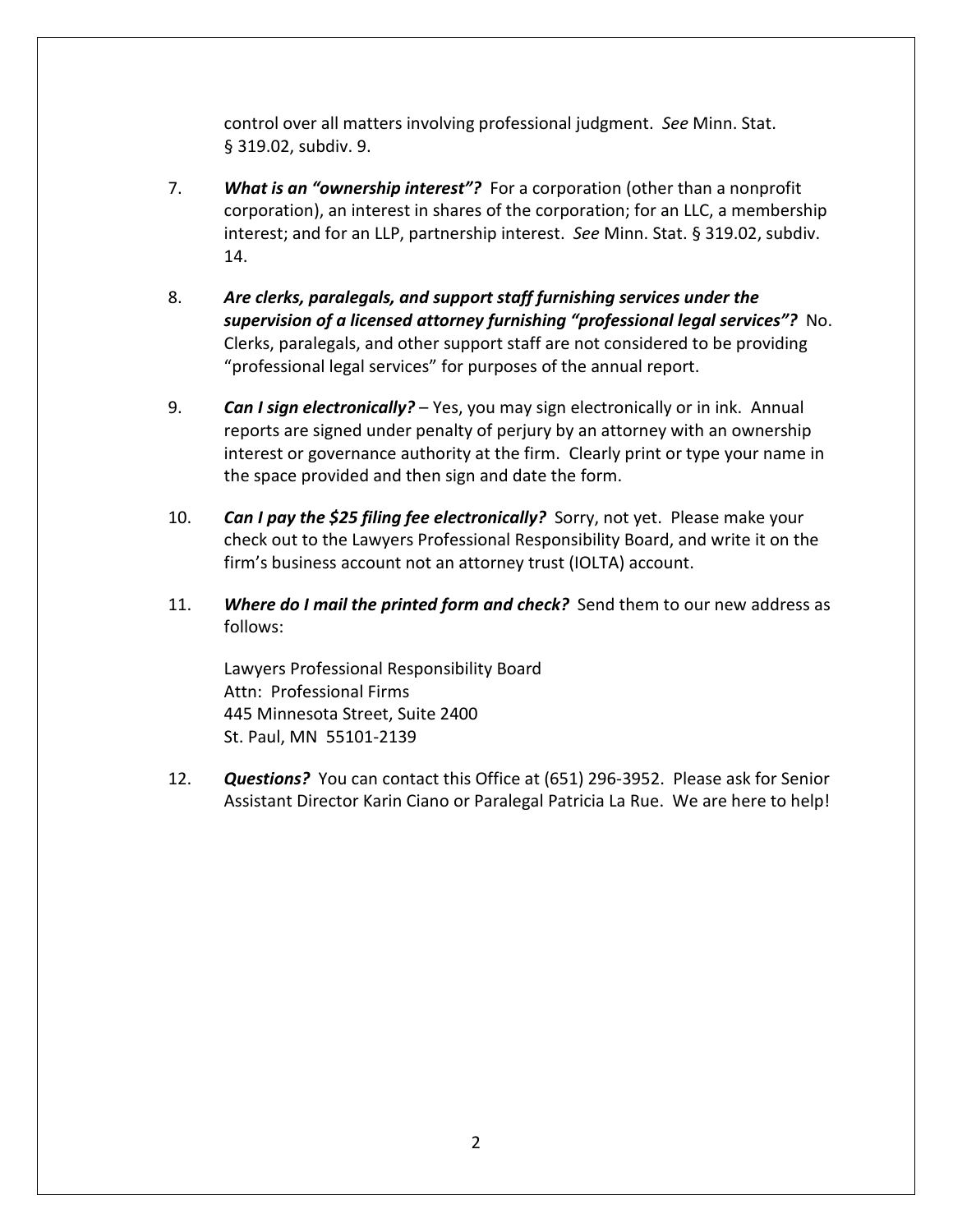control over all matters involving professional judgment. *See* Minn. Stat. § 319.02, subdiv. 9.

7. ***What is an "ownership interest"?*** For a corporation (other than a nonprofit corporation), an interest in shares of the corporation; for an LLC, a membership interest; and for an LLP, partnership interest. *See* Minn. Stat. § 319.02, subdiv. 14.

8. ***Are clerks, paralegals, and support staff furnishing services under the supervision of a licensed attorney furnishing "professional legal services"?*** No. Clerks, paralegals, and other support staff are not considered to be providing "professional legal services" for purposes of the annual report.

9. ***Can I sign electronically?*** – Yes, you may sign electronically or in ink. Annual reports are signed under penalty of perjury by an attorney with an ownership interest or governance authority at the firm. Clearly print or type your name in the space provided and then sign and date the form.

10. ***Can I pay the $25 filing fee electronically?*** Sorry, not yet. Please make your check out to the Lawyers Professional Responsibility Board, and write it on the firm's business account not an attorney trust (IOLTA) account.

11. ***Where do I mail the printed form and check?*** Send them to our new address as follows:

    Lawyers Professional Responsibility Board
    Attn: Professional Firms
    445 Minnesota Street, Suite 2400
    St. Paul, MN 55101-2139

12. ***Questions?*** You can contact this Office at (651) 296-3952. Please ask for Senior Assistant Director Karin Ciano or Paralegal Patricia La Rue. We are here to help!